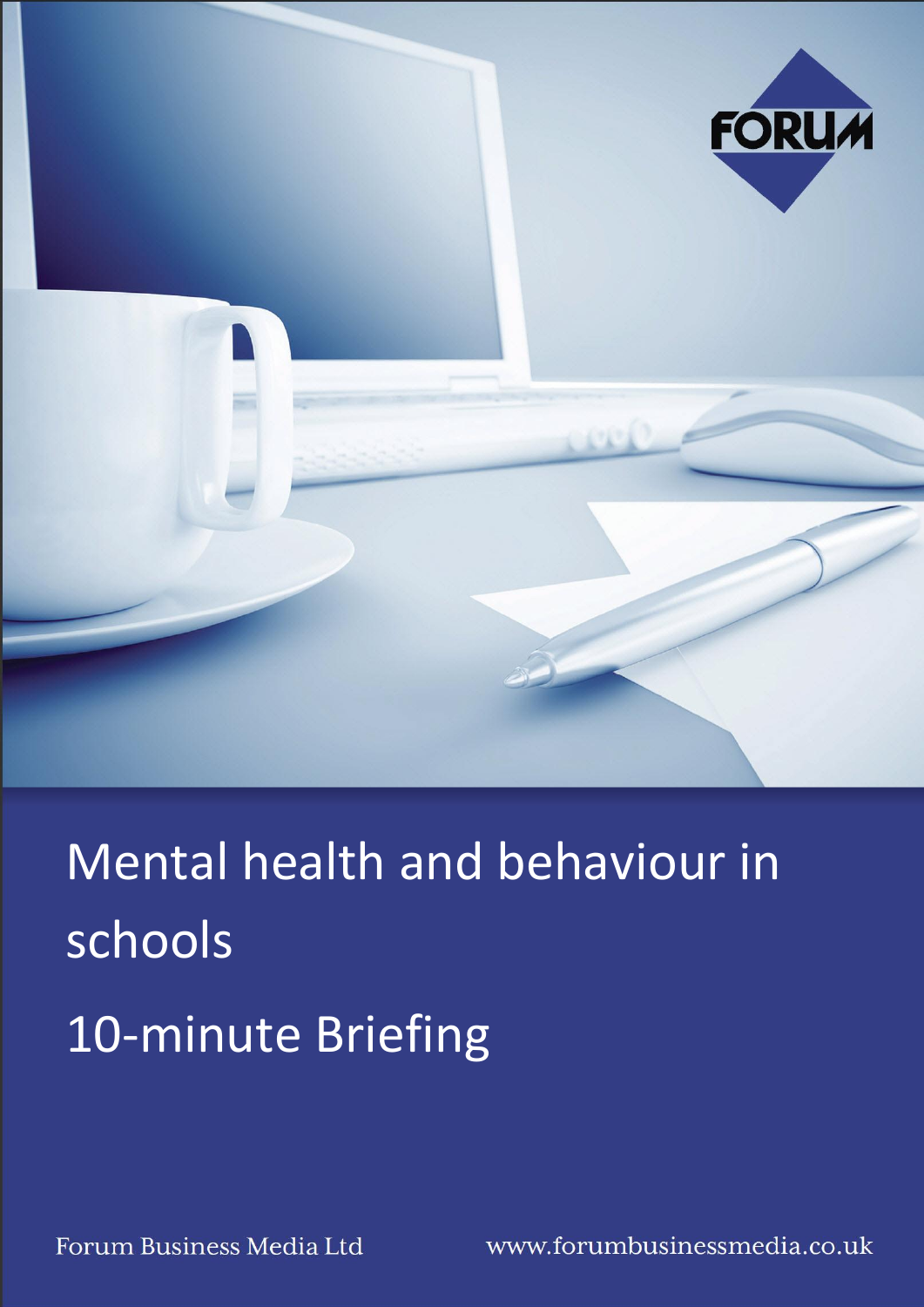FORUM

# Mental health and behaviour in schools

## 10-minute Briefing

Forum Business Media Ltd

www.forumbusinessmedia.co.uk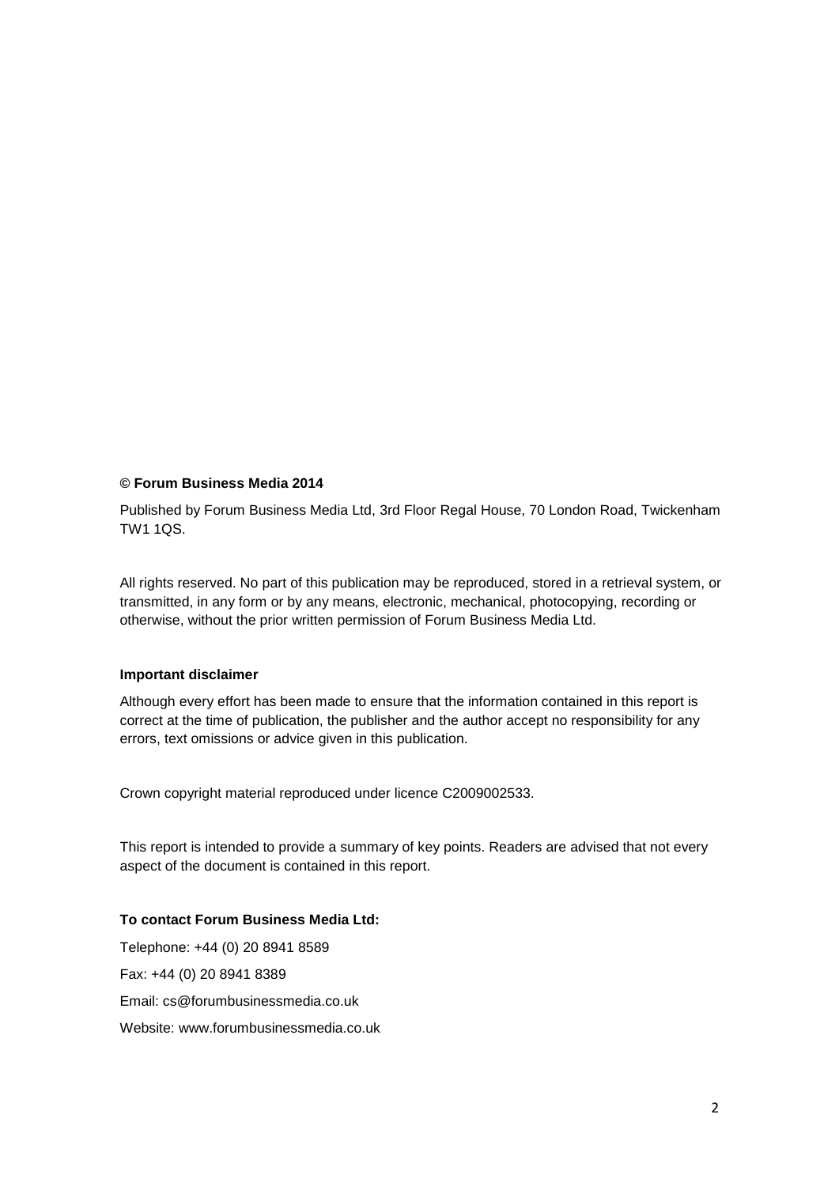**© Forum Business Media 2014**

Published by Forum Business Media Ltd, 3rd Floor Regal House, 70 London Road, Twickenham TW1 1QS.

All rights reserved. No part of this publication may be reproduced, stored in a retrieval system, or transmitted, in any form or by any means, electronic, mechanical, photocopying, recording or otherwise, without the prior written permission of Forum Business Media Ltd.

**Important disclaimer**

Although every effort has been made to ensure that the information contained in this report is correct at the time of publication, the publisher and the author accept no responsibility for any errors, text omissions or advice given in this publication.

Crown copyright material reproduced under licence C2009002533.

This report is intended to provide a summary of key points. Readers are advised that not every aspect of the document is contained in this report.

**To contact Forum Business Media Ltd:**

Telephone: +44 (0) 20 8941 8589

Fax: +44 (0) 20 8941 8389

Email: cs@forumbusinessmedia.co.uk

Website: www.forumbusinessmedia.co.uk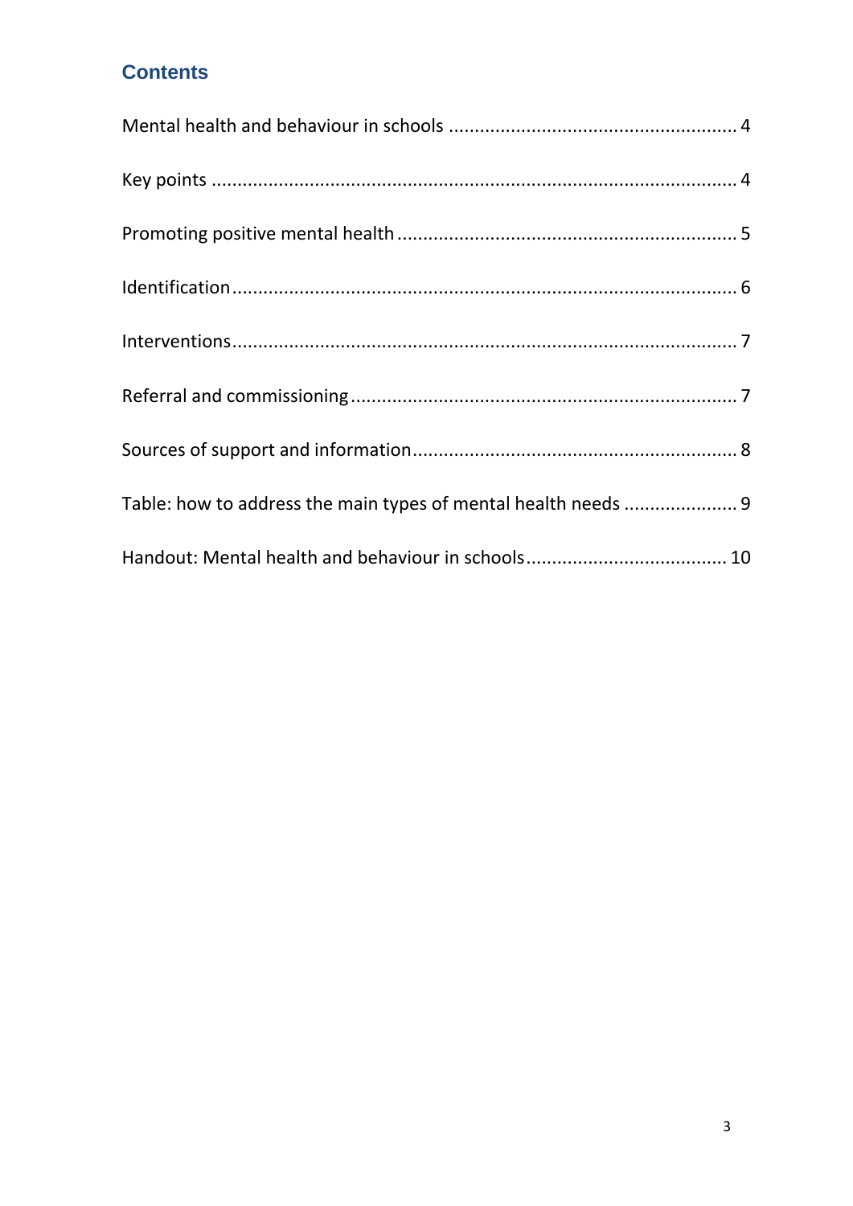## Contents

Mental health and behaviour in schools ........................................................ 4

Key points ........................................................................................................ 4

Promoting positive mental health ................................................................... 5

Identification .................................................................................................... 6

Interventions .................................................................................................... 7

Referral and commissioning ............................................................................ 7

Sources of support and information ................................................................ 8

Table: how to address the main types of mental health needs ...................... 9

Handout: Mental health and behaviour in schools ....................................... 10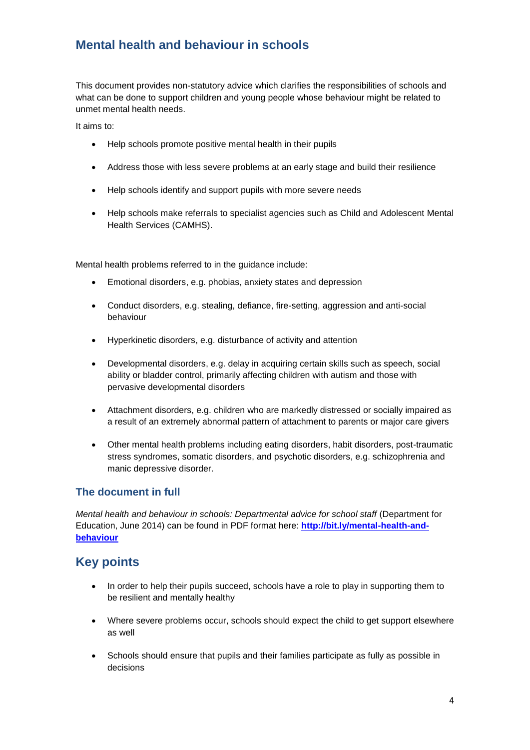## Mental health and behaviour in schools

This document provides non-statutory advice which clarifies the responsibilities of schools and what can be done to support children and young people whose behaviour might be related to unmet mental health needs.

It aims to:

- Help schools promote positive mental health in their pupils
- Address those with less severe problems at an early stage and build their resilience
- Help schools identify and support pupils with more severe needs
- Help schools make referrals to specialist agencies such as Child and Adolescent Mental Health Services (CAMHS).

Mental health problems referred to in the guidance include:

- Emotional disorders, e.g. phobias, anxiety states and depression
- Conduct disorders, e.g. stealing, defiance, fire-setting, aggression and anti-social behaviour
- Hyperkinetic disorders, e.g. disturbance of activity and attention
- Developmental disorders, e.g. delay in acquiring certain skills such as speech, social ability or bladder control, primarily affecting children with autism and those with pervasive developmental disorders
- Attachment disorders, e.g. children who are markedly distressed or socially impaired as a result of an extremely abnormal pattern of attachment to parents or major care givers
- Other mental health problems including eating disorders, habit disorders, post-traumatic stress syndromes, somatic disorders, and psychotic disorders, e.g. schizophrenia and manic depressive disorder.

### The document in full

*Mental health and behaviour in schools: Departmental advice for school staff* (Department for Education, June 2014) can be found in PDF format here: **http://bit.ly/mental-health-and-behaviour**

## Key points

- In order to help their pupils succeed, schools have a role to play in supporting them to be resilient and mentally healthy
- Where severe problems occur, schools should expect the child to get support elsewhere as well
- Schools should ensure that pupils and their families participate as fully as possible in decisions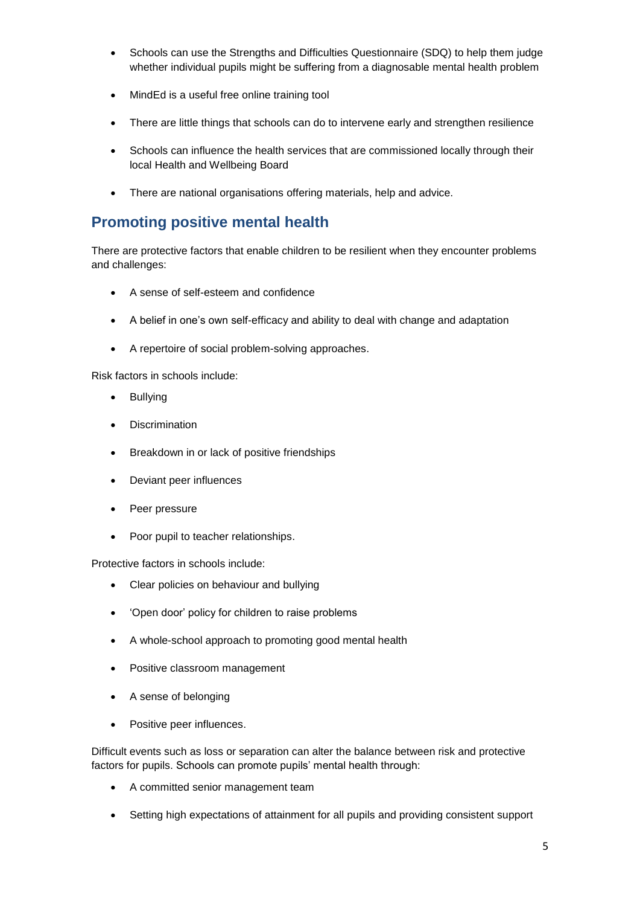- Schools can use the Strengths and Difficulties Questionnaire (SDQ) to help them judge whether individual pupils might be suffering from a diagnosable mental health problem
- MindEd is a useful free online training tool
- There are little things that schools can do to intervene early and strengthen resilience
- Schools can influence the health services that are commissioned locally through their local Health and Wellbeing Board
- There are national organisations offering materials, help and advice.

## Promoting positive mental health

There are protective factors that enable children to be resilient when they encounter problems and challenges:

- A sense of self-esteem and confidence
- A belief in one's own self-efficacy and ability to deal with change and adaptation
- A repertoire of social problem-solving approaches.

Risk factors in schools include:

- Bullying
- Discrimination
- Breakdown in or lack of positive friendships
- Deviant peer influences
- Peer pressure
- Poor pupil to teacher relationships.

Protective factors in schools include:

- Clear policies on behaviour and bullying
- 'Open door' policy for children to raise problems
- A whole-school approach to promoting good mental health
- Positive classroom management
- A sense of belonging
- Positive peer influences.

Difficult events such as loss or separation can alter the balance between risk and protective factors for pupils. Schools can promote pupils' mental health through:

- A committed senior management team
- Setting high expectations of attainment for all pupils and providing consistent support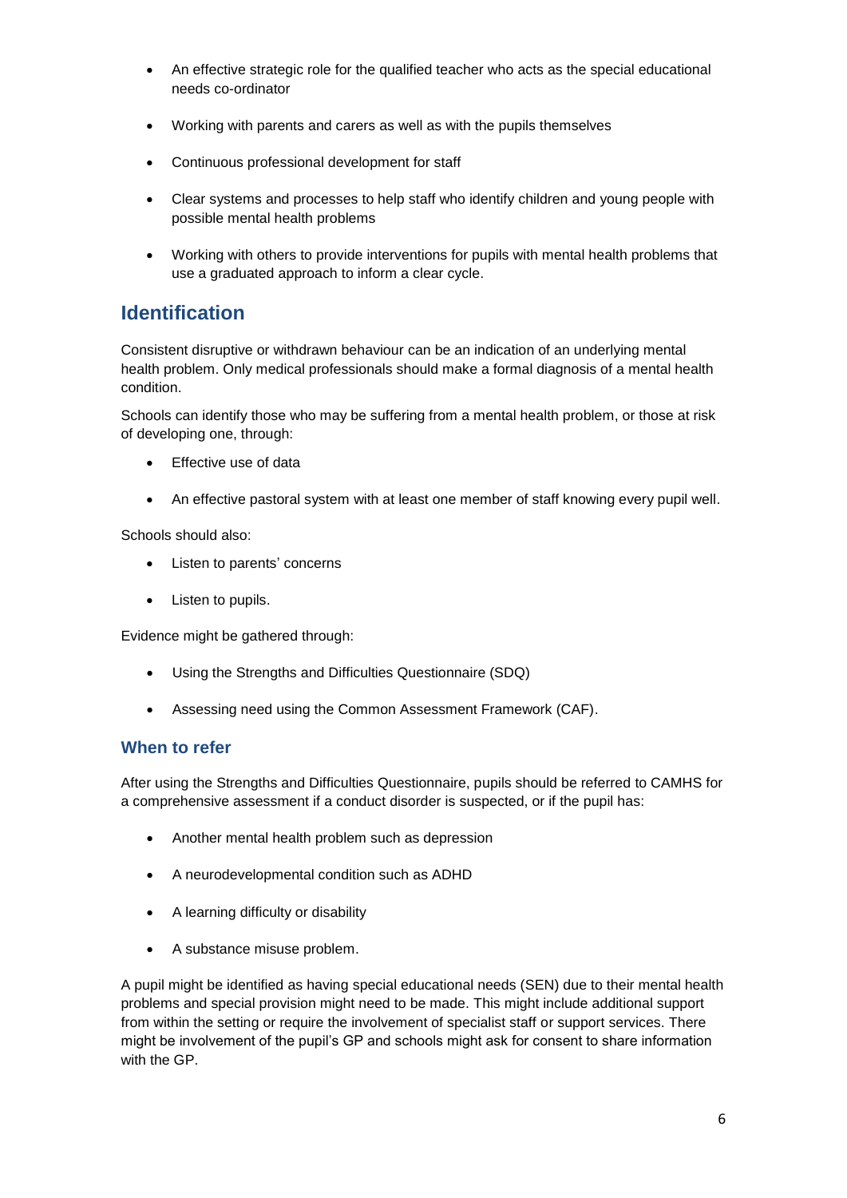- An effective strategic role for the qualified teacher who acts as the special educational needs co-ordinator

- Working with parents and carers as well as with the pupils themselves

- Continuous professional development for staff

- Clear systems and processes to help staff who identify children and young people with possible mental health problems

- Working with others to provide interventions for pupils with mental health problems that use a graduated approach to inform a clear cycle.

## Identification

Consistent disruptive or withdrawn behaviour can be an indication of an underlying mental health problem. Only medical professionals should make a formal diagnosis of a mental health condition.

Schools can identify those who may be suffering from a mental health problem, or those at risk of developing one, through:

- Effective use of data

- An effective pastoral system with at least one member of staff knowing every pupil well.

Schools should also:

- Listen to parents' concerns

- Listen to pupils.

Evidence might be gathered through:

- Using the Strengths and Difficulties Questionnaire (SDQ)

- Assessing need using the Common Assessment Framework (CAF).

### When to refer

After using the Strengths and Difficulties Questionnaire, pupils should be referred to CAMHS for a comprehensive assessment if a conduct disorder is suspected, or if the pupil has:

- Another mental health problem such as depression

- A neurodevelopmental condition such as ADHD

- A learning difficulty or disability

- A substance misuse problem.

A pupil might be identified as having special educational needs (SEN) due to their mental health problems and special provision might need to be made. This might include additional support from within the setting or require the involvement of specialist staff or support services. There might be involvement of the pupil's GP and schools might ask for consent to share information with the GP.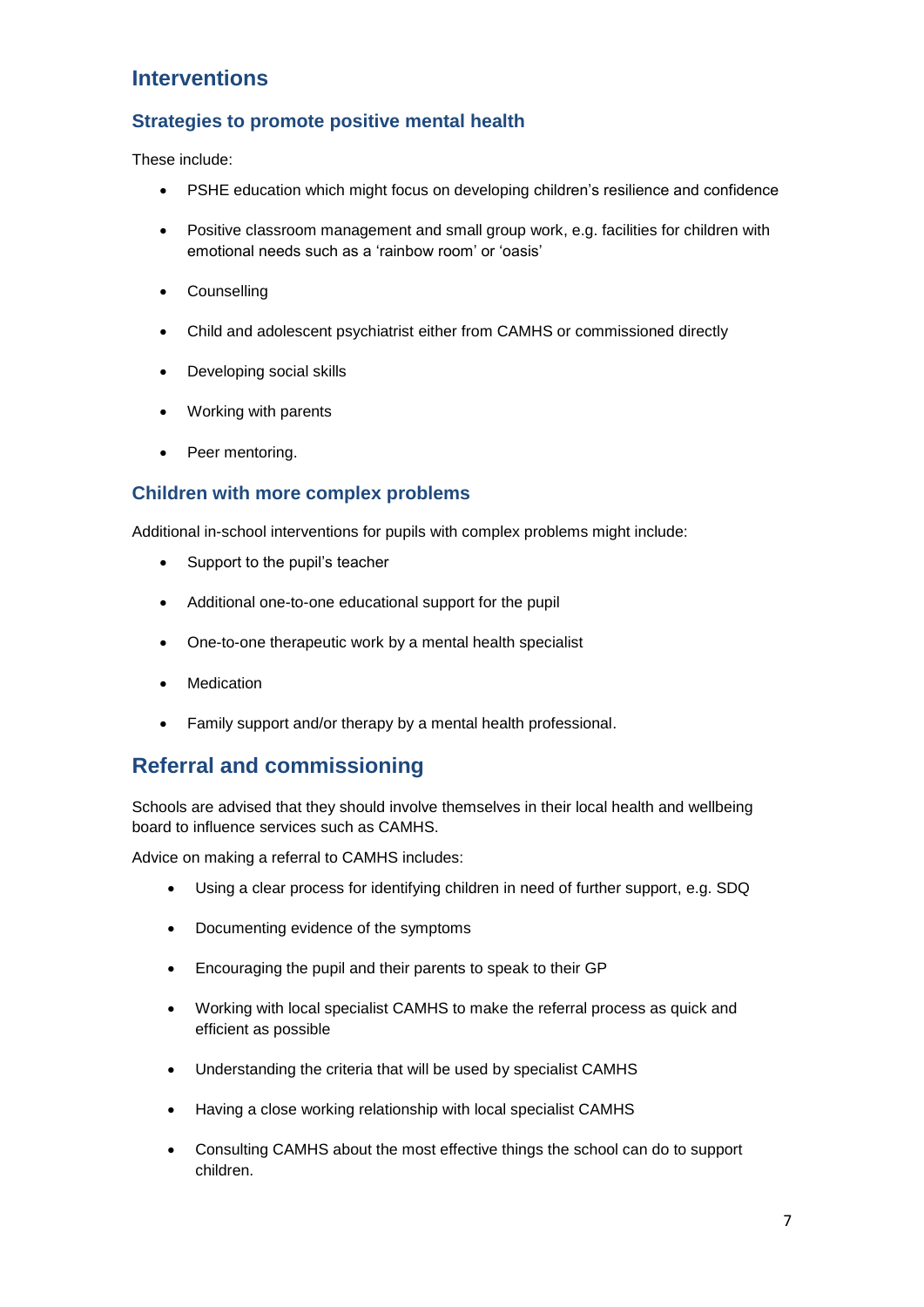## Interventions

### Strategies to promote positive mental health

These include:

- PSHE education which might focus on developing children's resilience and confidence
- Positive classroom management and small group work, e.g. facilities for children with emotional needs such as a 'rainbow room' or 'oasis'
- Counselling
- Child and adolescent psychiatrist either from CAMHS or commissioned directly
- Developing social skills
- Working with parents
- Peer mentoring.

### Children with more complex problems

Additional in-school interventions for pupils with complex problems might include:

- Support to the pupil's teacher
- Additional one-to-one educational support for the pupil
- One-to-one therapeutic work by a mental health specialist
- Medication
- Family support and/or therapy by a mental health professional.

## Referral and commissioning

Schools are advised that they should involve themselves in their local health and wellbeing board to influence services such as CAMHS.

Advice on making a referral to CAMHS includes:

- Using a clear process for identifying children in need of further support, e.g. SDQ
- Documenting evidence of the symptoms
- Encouraging the pupil and their parents to speak to their GP
- Working with local specialist CAMHS to make the referral process as quick and efficient as possible
- Understanding the criteria that will be used by specialist CAMHS
- Having a close working relationship with local specialist CAMHS
- Consulting CAMHS about the most effective things the school can do to support children.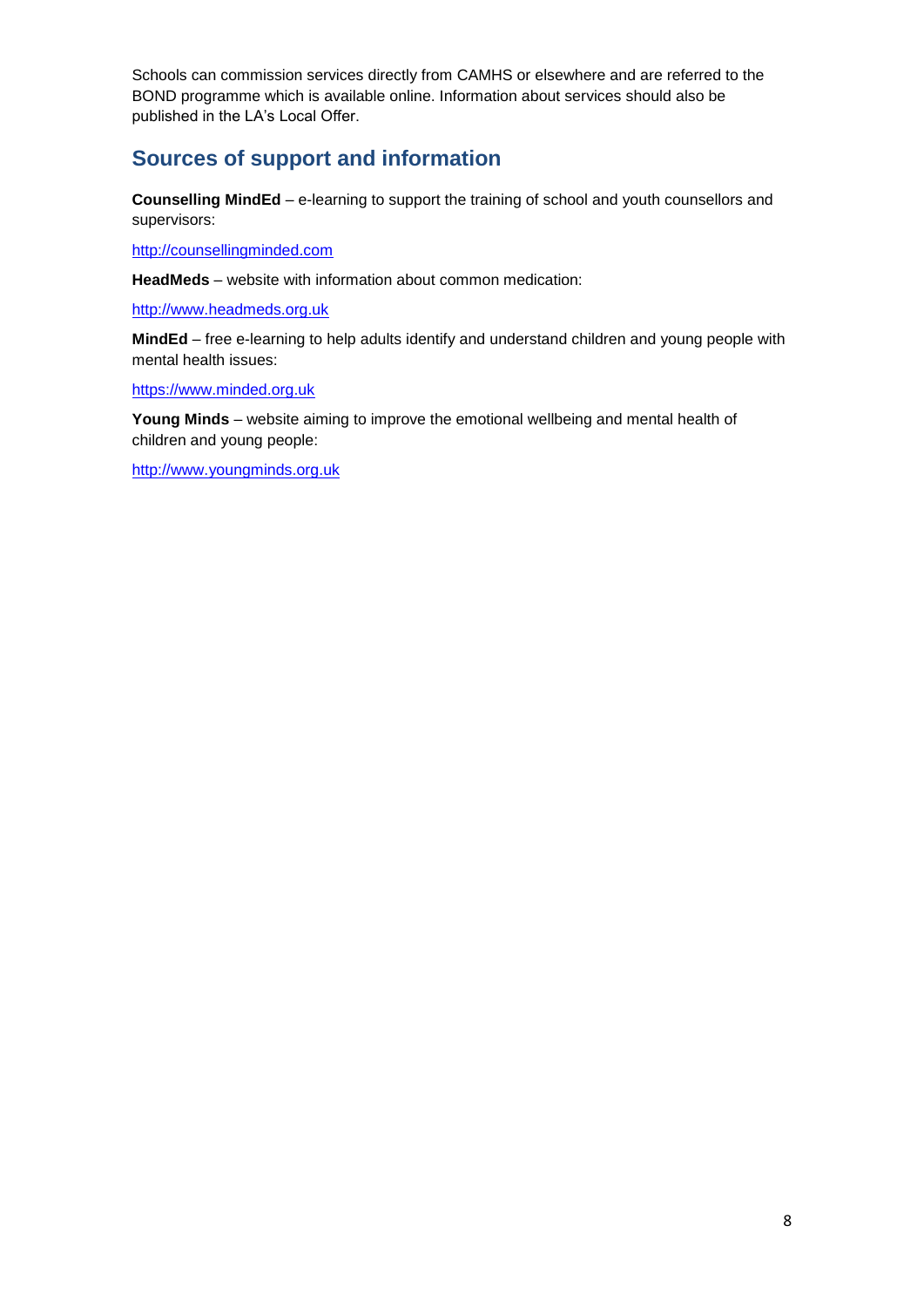Schools can commission services directly from CAMHS or elsewhere and are referred to the BOND programme which is available online. Information about services should also be published in the LA's Local Offer.

## Sources of support and information

**Counselling MindEd** – e-learning to support the training of school and youth counsellors and supervisors:

http://counsellingminded.com

**HeadMeds** – website with information about common medication:

http://www.headmeds.org.uk

**MindEd** – free e-learning to help adults identify and understand children and young people with mental health issues:

https://www.minded.org.uk

**Young Minds** – website aiming to improve the emotional wellbeing and mental health of children and young people:

http://www.youngminds.org.uk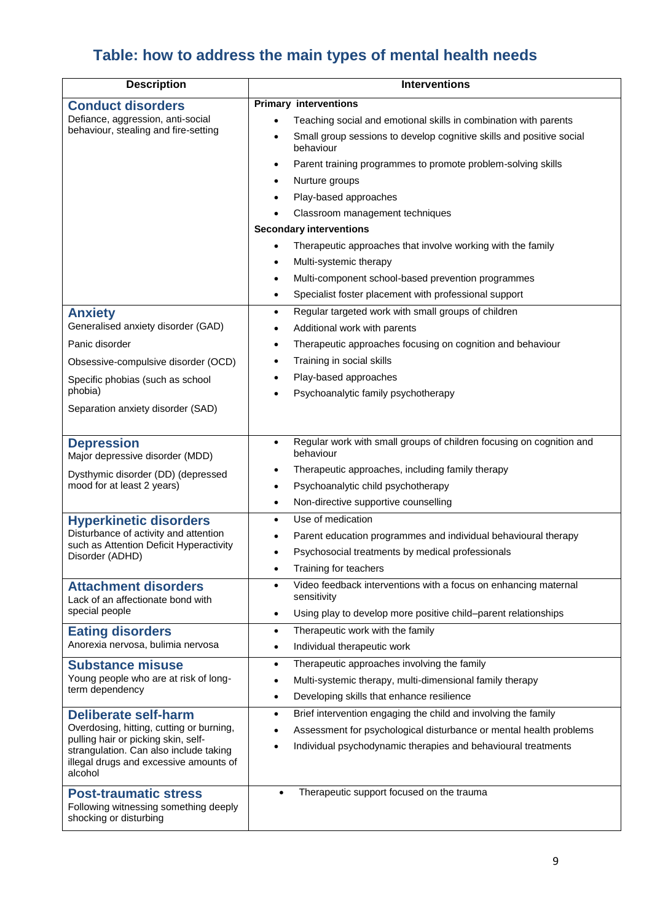## Table: how to address the main types of mental health needs

| Description | Interventions |
|---|---|
| **Conduct disorders**<br>Defiance, aggression, anti-social behaviour, stealing and fire-setting | **Primary interventions**<br>• Teaching social and emotional skills in combination with parents<br>• Small group sessions to develop cognitive skills and positive social behaviour<br>• Parent training programmes to promote problem-solving skills<br>• Nurture groups<br>• Play-based approaches<br>• Classroom management techniques<br>**Secondary interventions**<br>• Therapeutic approaches that involve working with the family<br>• Multi-systemic therapy<br>• Multi-component school-based prevention programmes<br>• Specialist foster placement with professional support |
| **Anxiety**<br>Generalised anxiety disorder (GAD)<br>Panic disorder<br>Obsessive-compulsive disorder (OCD)<br>Specific phobias (such as school phobia)<br>Separation anxiety disorder (SAD) | • Regular targeted work with small groups of children<br>• Additional work with parents<br>• Therapeutic approaches focusing on cognition and behaviour<br>• Training in social skills<br>• Play-based approaches<br>• Psychoanalytic family psychotherapy |
| **Depression**<br>Major depressive disorder (MDD)<br>Dysthymic disorder (DD) (depressed mood for at least 2 years) | • Regular work with small groups of children focusing on cognition and behaviour<br>• Therapeutic approaches, including family therapy<br>• Psychoanalytic child psychotherapy<br>• Non-directive supportive counselling |
| **Hyperkinetic disorders**<br>Disturbance of activity and attention such as Attention Deficit Hyperactivity Disorder (ADHD) | • Use of medication<br>• Parent education programmes and individual behavioural therapy<br>• Psychosocial treatments by medical professionals<br>• Training for teachers |
| **Attachment disorders**<br>Lack of an affectionate bond with special people | • Video feedback interventions with a focus on enhancing maternal sensitivity<br>• Using play to develop more positive child–parent relationships |
| **Eating disorders**<br>Anorexia nervosa, bulimia nervosa | • Therapeutic work with the family<br>• Individual therapeutic work |
| **Substance misuse**<br>Young people who are at risk of long-term dependency | • Therapeutic approaches involving the family<br>• Multi-systemic therapy, multi-dimensional family therapy<br>• Developing skills that enhance resilience |
| **Deliberate self-harm**<br>Overdosing, hitting, cutting or burning, pulling hair or picking skin, self-strangulation. Can also include taking illegal drugs and excessive amounts of alcohol | • Brief intervention engaging the child and involving the family<br>• Assessment for psychological disturbance or mental health problems<br>• Individual psychodynamic therapies and behavioural treatments |
| **Post-traumatic stress**<br>Following witnessing something deeply shocking or disturbing | • Therapeutic support focused on the trauma |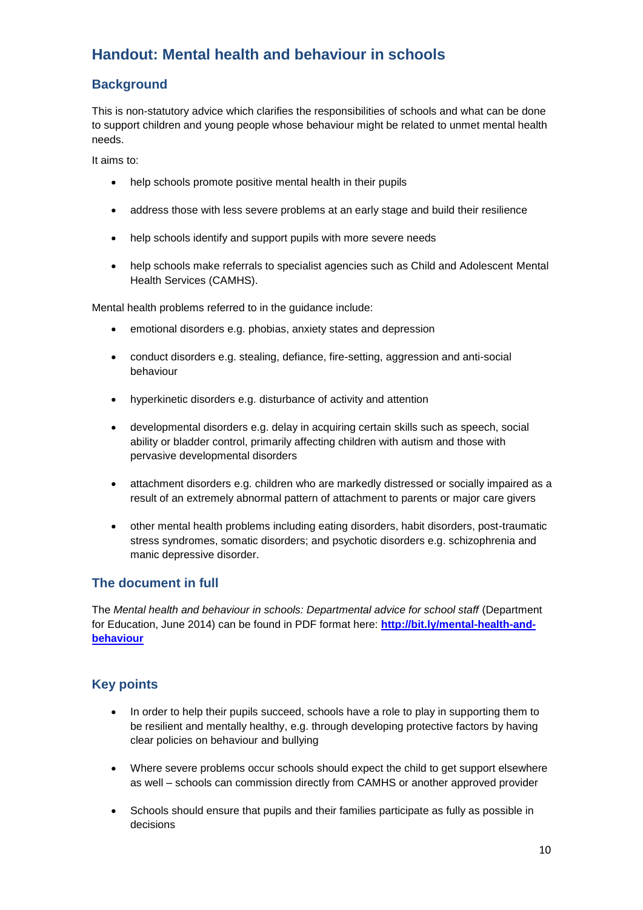# Handout: Mental health and behaviour in schools

## Background

This is non-statutory advice which clarifies the responsibilities of schools and what can be done to support children and young people whose behaviour might be related to unmet mental health needs.

It aims to:

- help schools promote positive mental health in their pupils
- address those with less severe problems at an early stage and build their resilience
- help schools identify and support pupils with more severe needs
- help schools make referrals to specialist agencies such as Child and Adolescent Mental Health Services (CAMHS).

Mental health problems referred to in the guidance include:

- emotional disorders e.g. phobias, anxiety states and depression
- conduct disorders e.g. stealing, defiance, fire-setting, aggression and anti-social behaviour
- hyperkinetic disorders e.g. disturbance of activity and attention
- developmental disorders e.g. delay in acquiring certain skills such as speech, social ability or bladder control, primarily affecting children with autism and those with pervasive developmental disorders
- attachment disorders e.g. children who are markedly distressed or socially impaired as a result of an extremely abnormal pattern of attachment to parents or major care givers
- other mental health problems including eating disorders, habit disorders, post-traumatic stress syndromes, somatic disorders; and psychotic disorders e.g. schizophrenia and manic depressive disorder.

## The document in full

The *Mental health and behaviour in schools: Departmental advice for school staff* (Department for Education, June 2014) can be found in PDF format here: **http://bit.ly/mental-health-and-behaviour**

## Key points

- In order to help their pupils succeed, schools have a role to play in supporting them to be resilient and mentally healthy, e.g. through developing protective factors by having clear policies on behaviour and bullying
- Where severe problems occur schools should expect the child to get support elsewhere as well – schools can commission directly from CAMHS or another approved provider
- Schools should ensure that pupils and their families participate as fully as possible in decisions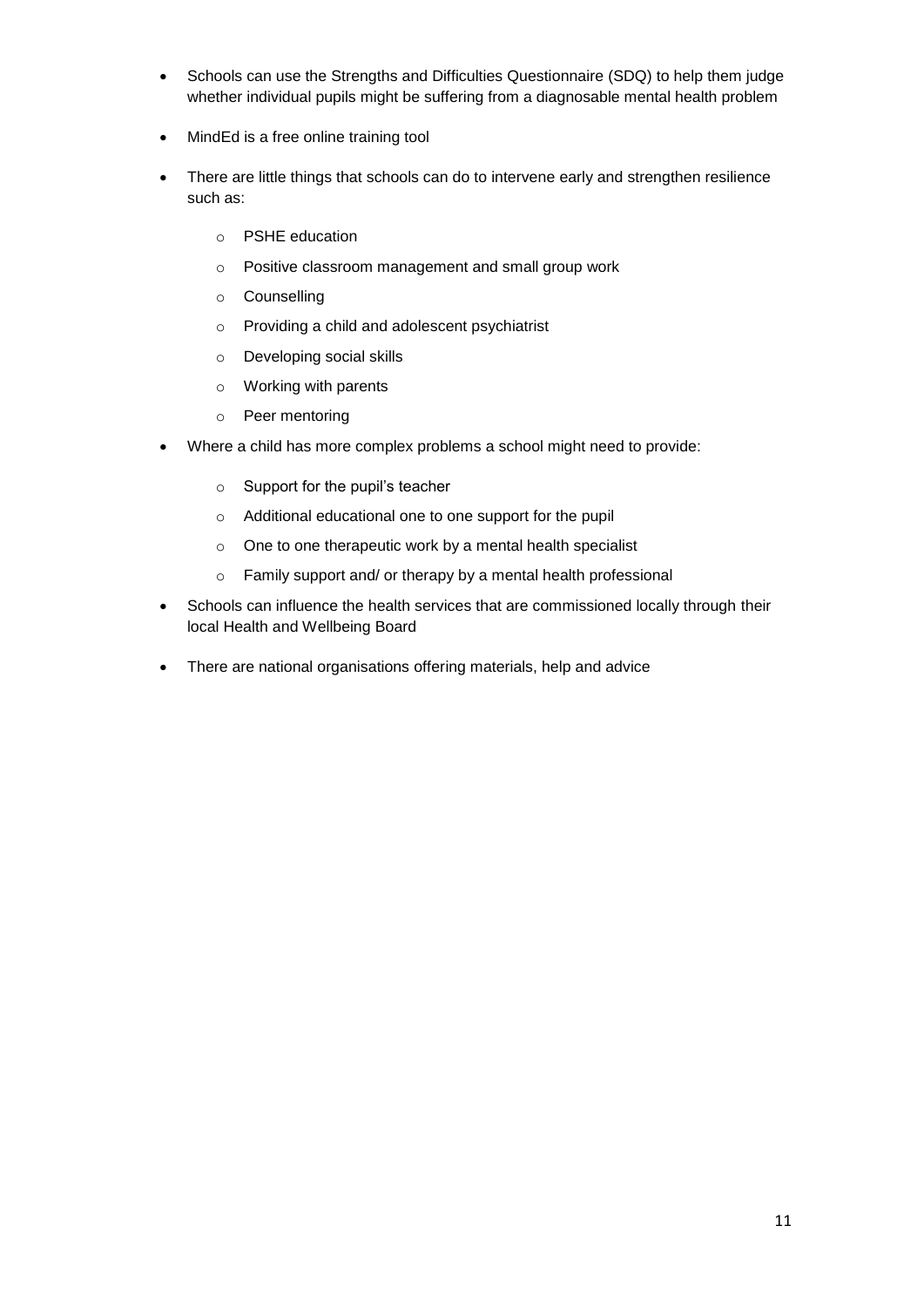- Schools can use the Strengths and Difficulties Questionnaire (SDQ) to help them judge whether individual pupils might be suffering from a diagnosable mental health problem
- MindEd is a free online training tool
- There are little things that schools can do to intervene early and strengthen resilience such as:
  - PSHE education
  - Positive classroom management and small group work
  - Counselling
  - Providing a child and adolescent psychiatrist
  - Developing social skills
  - Working with parents
  - Peer mentoring
- Where a child has more complex problems a school might need to provide:
  - Support for the pupil's teacher
  - Additional educational one to one support for the pupil
  - One to one therapeutic work by a mental health specialist
  - Family support and/ or therapy by a mental health professional
- Schools can influence the health services that are commissioned locally through their local Health and Wellbeing Board
- There are national organisations offering materials, help and advice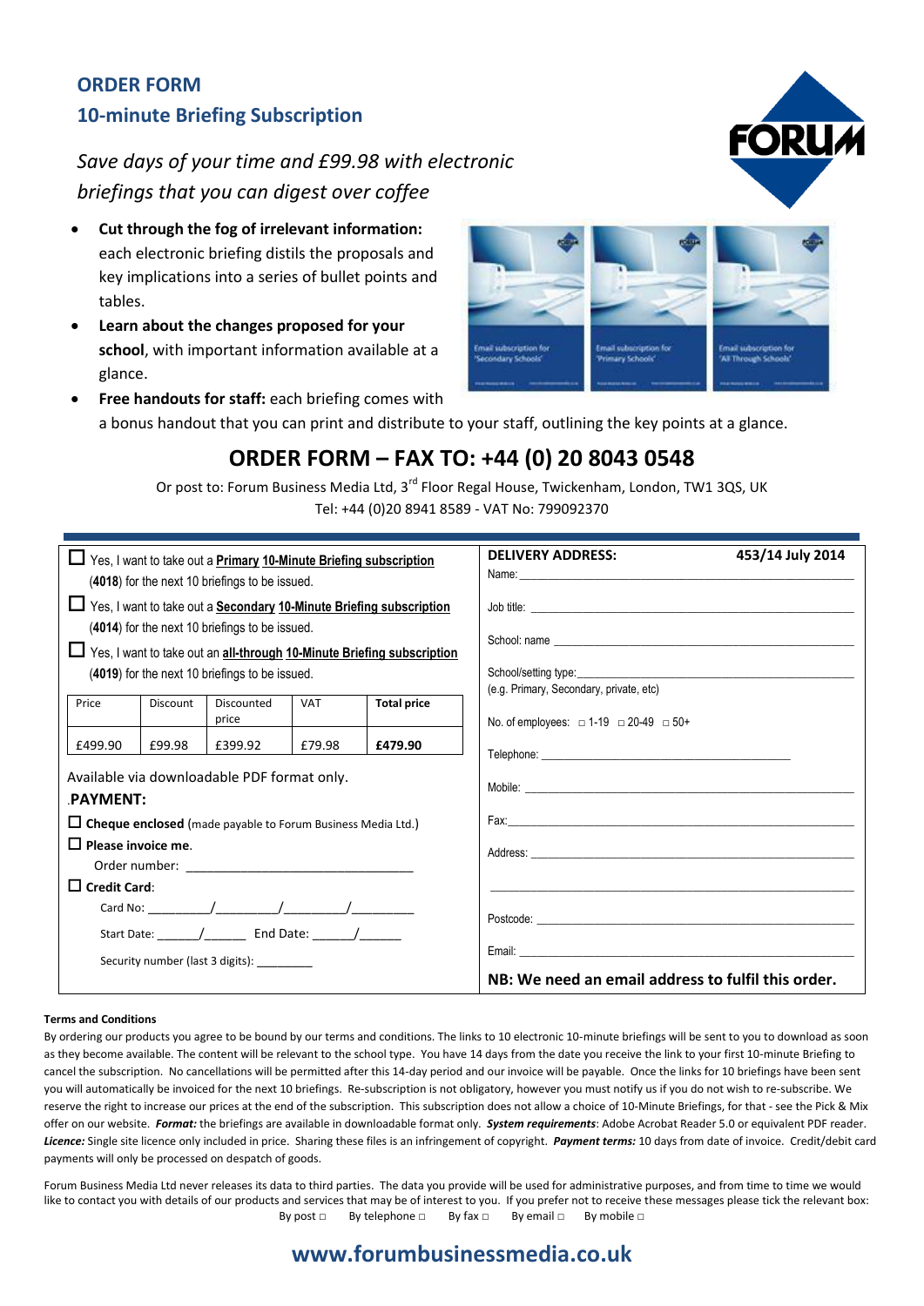## ORDER FORM

## 10-minute Briefing Subscription

*Save days of your time and £99.98 with electronic briefings that you can digest over coffee*

- **Cut through the fog of irrelevant information:** each electronic briefing distils the proposals and key implications into a series of bullet points and tables.
- **Learn about the changes proposed for your school**, with important information available at a glance.
- **Free handouts for staff:** each briefing comes with a bonus handout that you can print and distribute to your staff, outlining the key points at a glance.

## ORDER FORM – FAX TO: +44 (0) 20 8043 0548

Or post to: Forum Business Media Ltd, 3rd Floor Regal House, Twickenham, London, TW1 3QS, UK
Tel: +44 (0)20 8941 8589 - VAT No: 799092370

☐ Yes, I want to take out a **Primary 10-Minute Briefing subscription** (**4018**) for the next 10 briefings to be issued.

☐ Yes, I want to take out a **Secondary 10-Minute Briefing subscription** (**4014**) for the next 10 briefings to be issued.

☐ Yes, I want to take out an **all-through 10-Minute Briefing subscription** (**4019**) for the next 10 briefings to be issued.

| Price | Discount | Discounted price | VAT | **Total price** |
|---|---|---|---|---|
| £499.90 | £99.98 | £399.92 | £79.98 | **£479.90** |

Available via downloadable PDF format only.

**PAYMENT:**

☐ **Cheque enclosed** (made payable to Forum Business Media Ltd.)

☐ **Please invoice me.**

Order number: ______________________________

☐ **Credit Card**:

Card No: _________/_________/_________/_________

Start Date: ______/______ End Date: ______/______

Security number (last 3 digits): ________

**DELIVERY ADDRESS:** **453/14 July 2014**

Name: ______________________________

Job title: ______________________________

School: name ______________________________

School/setting type: ______________________________
(e.g. Primary, Secondary, private, etc)

No. of employees: □ 1-19 □ 20-49 □ 50+

Telephone: ______________________________

Mobile: ______________________________

Fax: ______________________________

Address: ______________________________

______________________________

Postcode: ______________________________

Email: ______________________________

**NB: We need an email address to fulfil this order.**

**Terms and Conditions**

By ordering our products you agree to be bound by our terms and conditions. The links to 10 electronic 10-minute briefings will be sent to you to download as soon as they become available. The content will be relevant to the school type. You have 14 days from the date you receive the link to your first 10-minute Briefing to cancel the subscription. No cancellations will be permitted after this 14-day period and our invoice will be payable. Once the links for 10 briefings have been sent you will automatically be invoiced for the next 10 briefings. Re-subscription is not obligatory, however you must notify us if you do not wish to re-subscribe. We reserve the right to increase our prices at the end of the subscription. This subscription does not allow a choice of 10-Minute Briefings, for that - see the Pick & Mix offer on our website. ***Format:*** the briefings are available in downloadable format only. ***System requirements***: Adobe Acrobat Reader 5.0 or equivalent PDF reader. ***Licence:*** Single site licence only included in price. Sharing these files is an infringement of copyright. ***Payment terms:*** 10 days from date of invoice. Credit/debit card payments will only be processed on despatch of goods.

Forum Business Media Ltd never releases its data to third parties. The data you provide will be used for administrative purposes, and from time to time we would like to contact you with details of our products and services that may be of interest to you. If you prefer not to receive these messages please tick the relevant box:
By post □ By telephone □ By fax □ By email □ By mobile □

**www.forumbusinessmedia.co.uk**